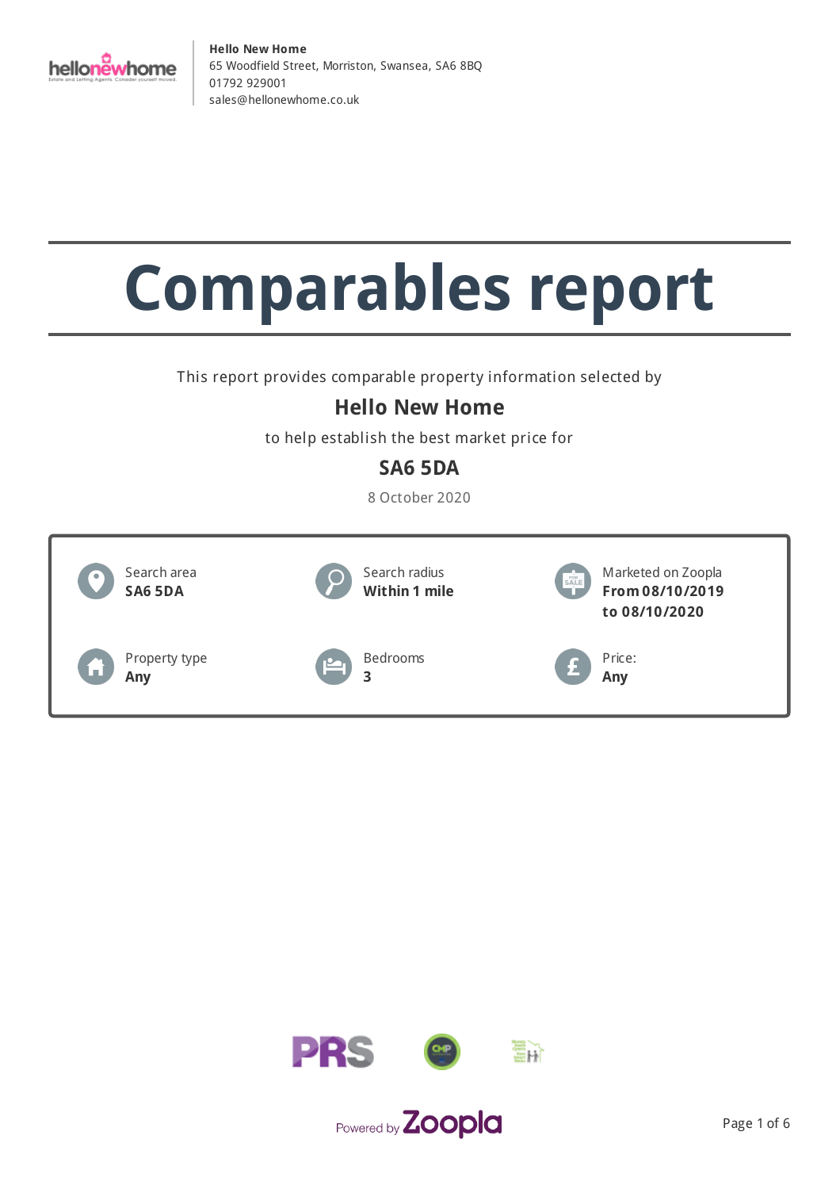**Hello New Home**
65 Woodfield Street, Morriston, Swansea, SA6 8BQ
01792 929001
sales@hellonewhome.co.uk

# Comparables report

This report provides comparable property information selected by

## Hello New Home

to help establish the best market price for

## SA6 5DA

8 October 2020

| | | |
|---|---|---|
| Search area **SA6 5DA** | Search radius **Within 1 mile** | Marketed on Zoopla **From 08/10/2019 to 08/10/2020** |
| Property type **Any** | Bedrooms **3** | Price: **Any** |

Powered by Zoopla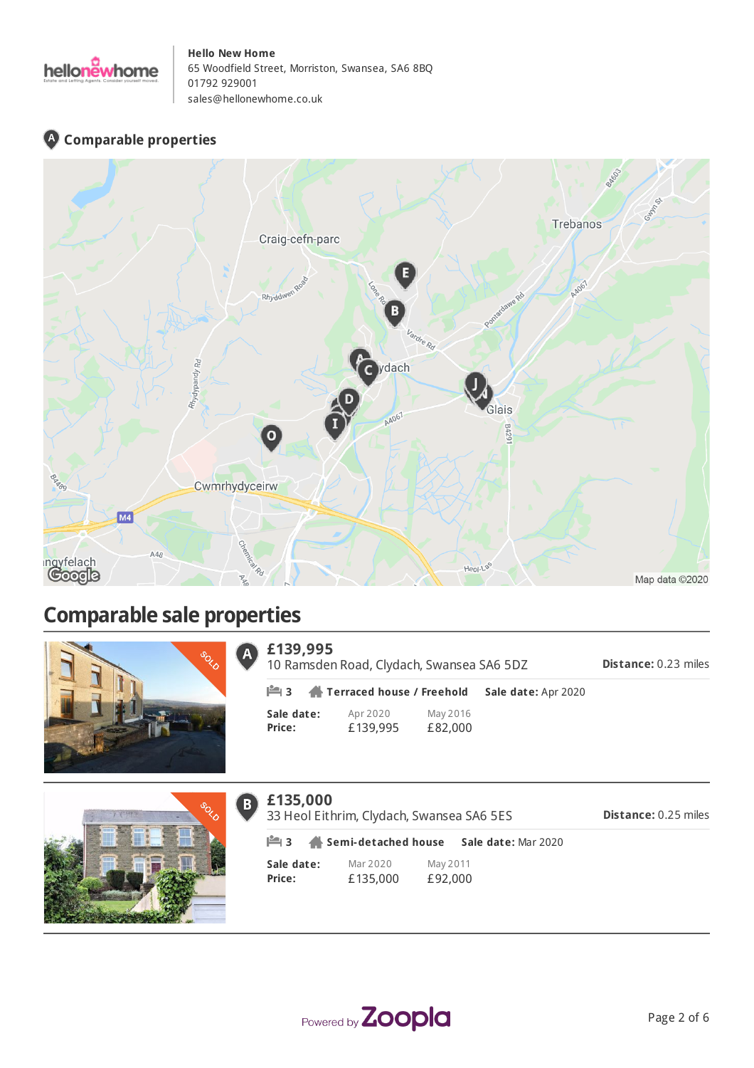**Hello New Home**
65 Woodfield Street, Morriston, Swansea, SA6 8BQ
01792 929001
sales@hellonewhome.co.uk

## Comparable properties

# Comparable sale properties

### A

**£139,995**
10 Ramsden Road, Clydach, Swansea SA6 5DZ

**Distance:** 0.23 miles

3 | **Terraced house / Freehold** | **Sale date:** Apr 2020

| **Sale date:** | Apr 2020 | May 2016 |
|---|---|---|
| **Price:** | £139,995 | £82,000 |

### B

**£135,000**
33 Heol Eithrim, Clydach, Swansea SA6 5ES

**Distance:** 0.25 miles

3 | **Semi-detached house** | **Sale date:** Mar 2020

| **Sale date:** | Mar 2020 | May 2011 |
|---|---|---|
| **Price:** | £135,000 | £92,000 |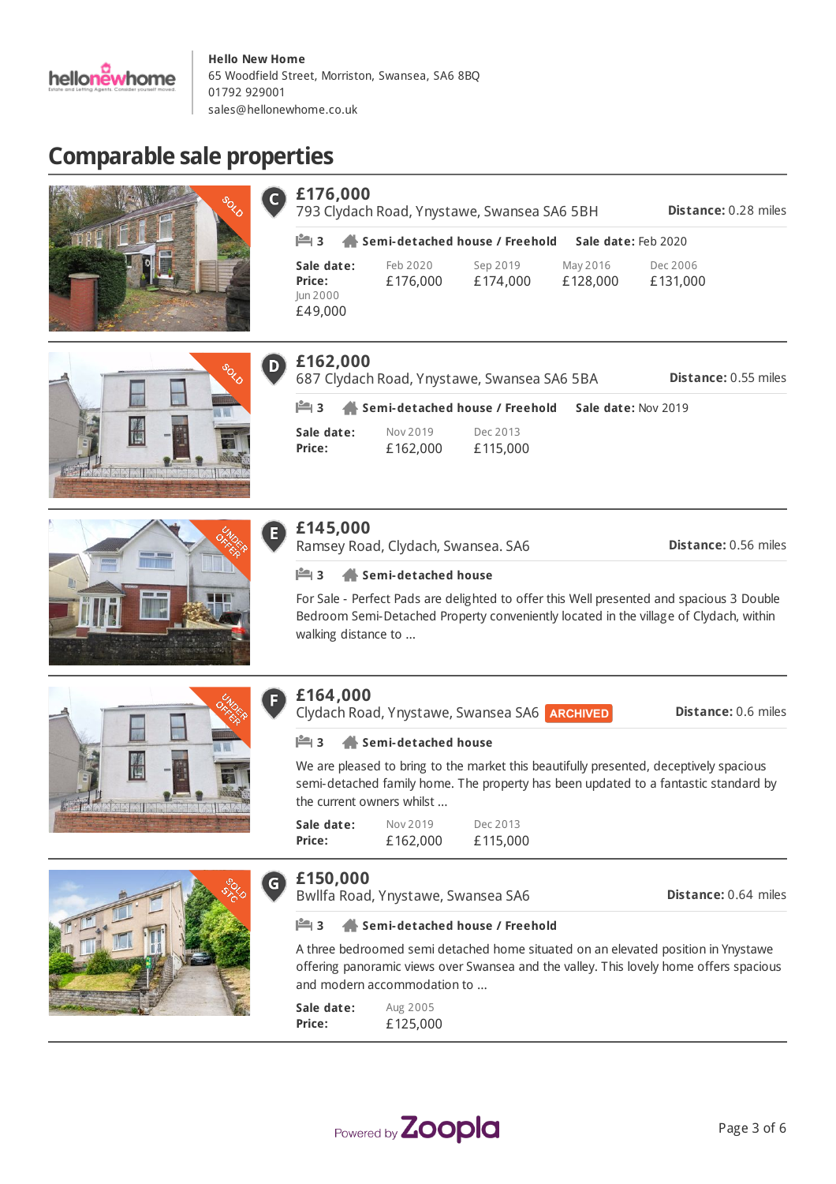**Hello New Home**
65 Woodfield Street, Morriston, Swansea, SA6 8BQ
01792 929001
sales@hellonewhome.co.uk

# Comparable sale properties

SOLD

**C**

## £176,000

793 Clydach Road, Ynystawe, Swansea SA6 5BH

**Distance:** 0.28 miles

3 **Semi-detached house / Freehold** **Sale date:** Feb 2020

| **Sale date:** | Feb 2020 | Sep 2019 | May 2016 | Dec 2006 | Jun 2000 |
|---|---|---|---|---|---|
| **Price:** | £176,000 | £174,000 | £128,000 | £131,000 | £49,000 |

SOLD

**D**

## £162,000

687 Clydach Road, Ynystawe, Swansea SA6 5BA

**Distance:** 0.55 miles

3 **Semi-detached house / Freehold** **Sale date:** Nov 2019

| **Sale date:** | Nov 2019 | Dec 2013 |
|---|---|---|
| **Price:** | £162,000 | £115,000 |

UNDER OFFER

**E**

## £145,000

Ramsey Road, Clydach, Swansea. SA6

**Distance:** 0.56 miles

3 **Semi-detached house**

For Sale - Perfect Pads are delighted to offer this Well presented and spacious 3 Double Bedroom Semi-Detached Property conveniently located in the village of Clydach, within walking distance to ...

UNDER OFFER

**F**

## £164,000

Clydach Road, Ynystawe, Swansea SA6 ARCHIVED

**Distance:** 0.6 miles

3 **Semi-detached house**

We are pleased to bring to the market this beautifully presented, deceptively spacious semi-detached family home. The property has been updated to a fantastic standard by the current owners whilst ...

| **Sale date:** | Nov 2019 | Dec 2013 |
|---|---|---|
| **Price:** | £162,000 | £115,000 |

SOLD STC

**G**

## £150,000

Bwllfa Road, Ynystawe, Swansea SA6

**Distance:** 0.64 miles

3 **Semi-detached house / Freehold**

A three bedroomed semi detached home situated on an elevated position in Ynystawe offering panoramic views over Swansea and the valley. This lovely home offers spacious and modern accommodation to ...

| **Sale date:** | Aug 2005 |
|---|---|
| **Price:** | £125,000 |

Powered by Zoopla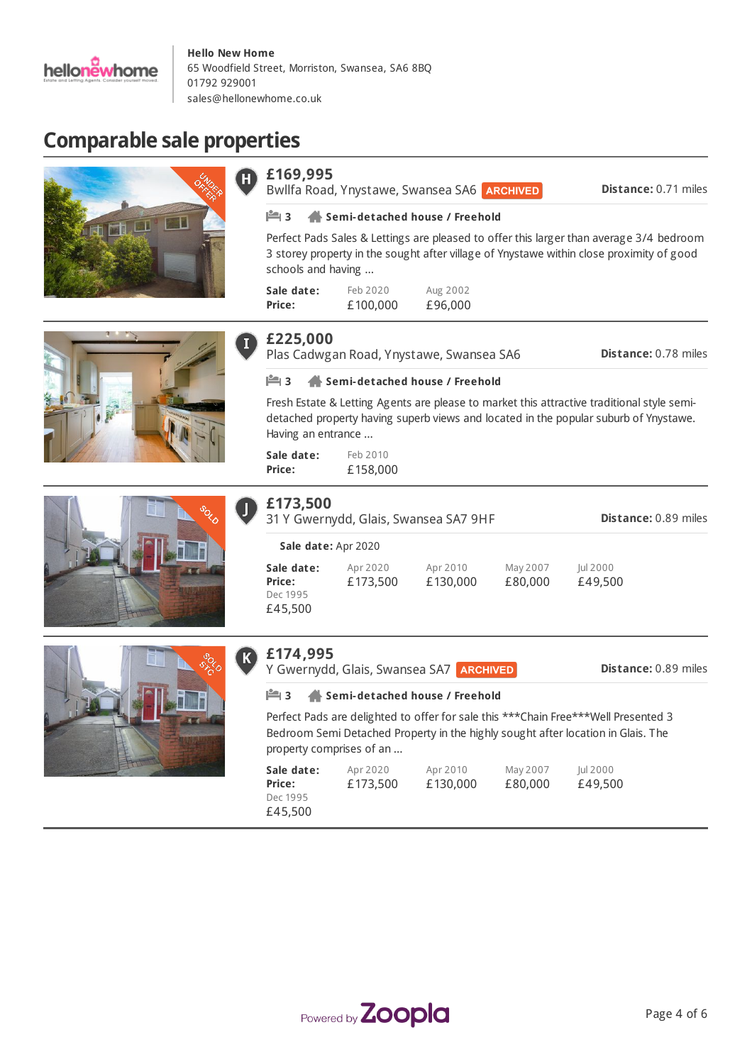**Hello New Home**
65 Woodfield Street, Morriston, Swansea, SA6 8BQ
01792 929001
sales@hellonewhome.co.uk

# Comparable sale properties

### H — £169,995

Bwllfa Road, Ynystawe, Swansea SA6 ARCHIVED

**Distance:** 0.71 miles

3 | **Semi-detached house / Freehold**

Perfect Pads Sales & Lettings are pleased to offer this larger than average 3/4 bedroom 3 storey property in the sought after village of Ynystawe within close proximity of good schools and having ...

| **Sale date:** | Feb 2020 | Aug 2002 |
|---|---|---|
| **Price:** | £100,000 | £96,000 |

### I — £225,000

Plas Cadwgan Road, Ynystawe, Swansea SA6

**Distance:** 0.78 miles

3 | **Semi-detached house / Freehold**

Fresh Estate & Letting Agents are please to market this attractive traditional style semi-detached property having superb views and located in the popular suburb of Ynystawe. Having an entrance ...

| **Sale date:** | Feb 2010 |
|---|---|
| **Price:** | £158,000 |

### J — £173,500

31 Y Gwernydd, Glais, Swansea SA7 9HF

**Distance:** 0.89 miles

**Sale date:** Apr 2020

| **Sale date:** | Apr 2020 | Apr 2010 | May 2007 | Jul 2000 | Dec 1995 |
|---|---|---|---|---|---|
| **Price:** | £173,500 | £130,000 | £80,000 | £49,500 | £45,500 |

### K — £174,995

Y Gwernydd, Glais, Swansea SA7 ARCHIVED

**Distance:** 0.89 miles

3 | **Semi-detached house / Freehold**

Perfect Pads are delighted to offer for sale this ***Chain Free***Well Presented 3 Bedroom Semi Detached Property in the highly sought after location in Glais. The property comprises of an ...

| **Sale date:** | Apr 2020 | Apr 2010 | May 2007 | Jul 2000 | Dec 1995 |
|---|---|---|---|---|---|
| **Price:** | £173,500 | £130,000 | £80,000 | £49,500 | £45,500 |

Powered by Zoopla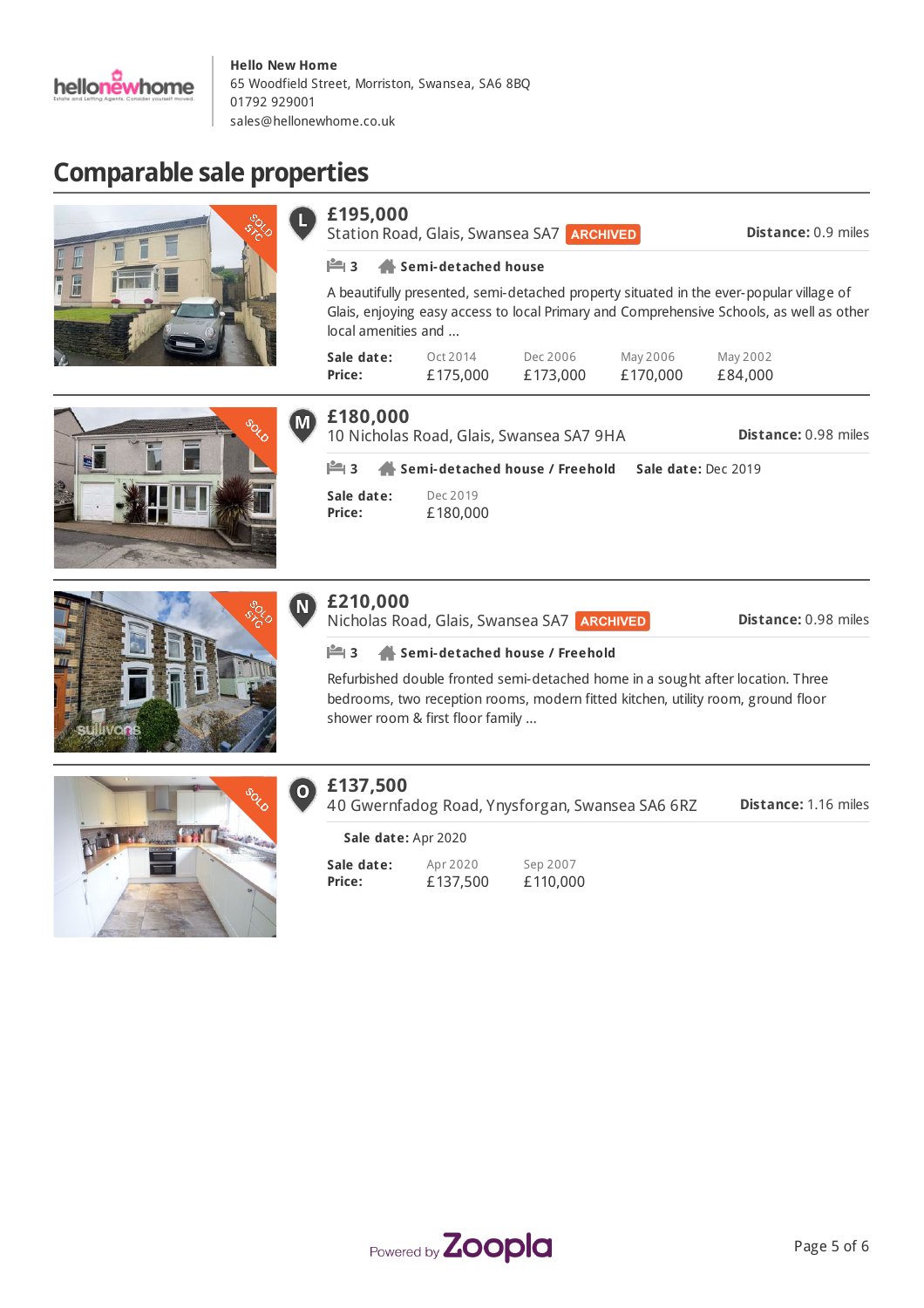**Hello New Home**
65 Woodfield Street, Morriston, Swansea, SA6 8BQ
01792 929001
sales@hellonewhome.co.uk

# Comparable sale properties

### L — £195,000

Station Road, Glais, Swansea SA7 **ARCHIVED**

**Distance:** 0.9 miles

3 **Semi-detached house**

A beautifully presented, semi-detached property situated in the ever-popular village of Glais, enjoying easy access to local Primary and Comprehensive Schools, as well as other local amenities and ...

| **Sale date:** | Oct 2014 | Dec 2006 | May 2006 | May 2002 |
|---|---|---|---|---|
| **Price:** | £175,000 | £173,000 | £170,000 | £84,000 |

---

### M — £180,000

10 Nicholas Road, Glais, Swansea SA7 9HA

**Distance:** 0.98 miles

3 **Semi-detached house / Freehold** **Sale date:** Dec 2019

| **Sale date:** | Dec 2019 |
|---|---|
| **Price:** | £180,000 |

---

### N — £210,000

Nicholas Road, Glais, Swansea SA7 **ARCHIVED**

**Distance:** 0.98 miles

3 **Semi-detached house / Freehold**

Refurbished double fronted semi-detached home in a sought after location. Three bedrooms, two reception rooms, modern fitted kitchen, utility room, ground floor shower room & first floor family ...

---

### O — £137,500

40 Gwernfadog Road, Ynysforgan, Swansea SA6 6RZ

**Distance:** 1.16 miles

**Sale date:** Apr 2020

| **Sale date:** | Apr 2020 | Sep 2007 |
|---|---|---|
| **Price:** | £137,500 | £110,000 |

Powered by Zoopla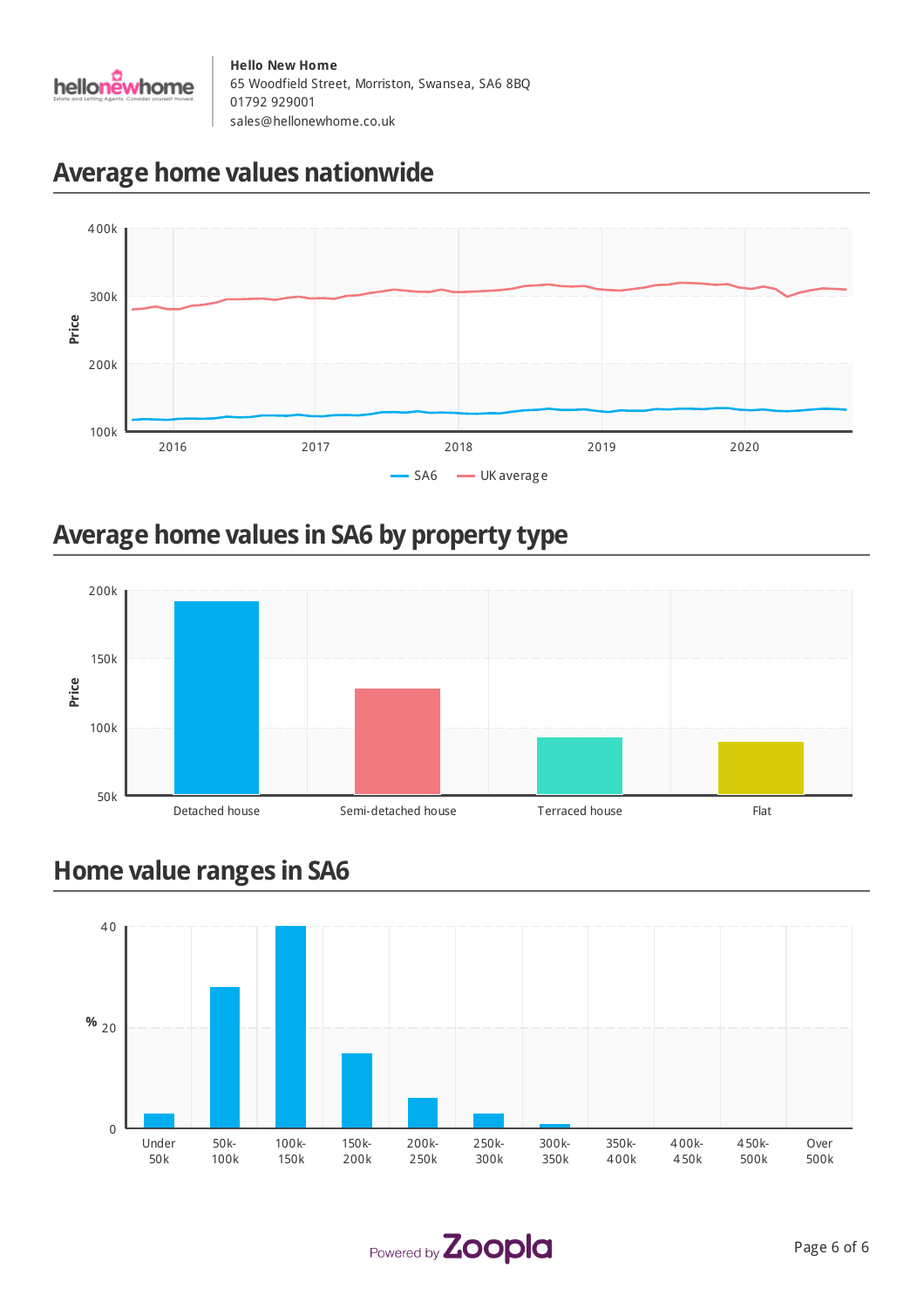**Hello New Home**
65 Woodfield Street, Morriston, Swansea, SA6 8BQ
01792 929001
sales@hellonewhome.co.uk

## Average home values nationwide

400k
300k
200k
100k
Price
2016
2017
2018
2019
2020
SA6
UK average

## Average home values in SA6 by property type

200k
150k
100k
50k
Price
Detached house
Semi-detached house
Terraced house
Flat

## Home value ranges in SA6

40
20
0
%
Under 50k
50k-100k
100k-150k
150k-200k
200k-250k
250k-300k
300k-350k
350k-400k
400k-450k
450k-500k
Over 500k

Powered by Zoopla